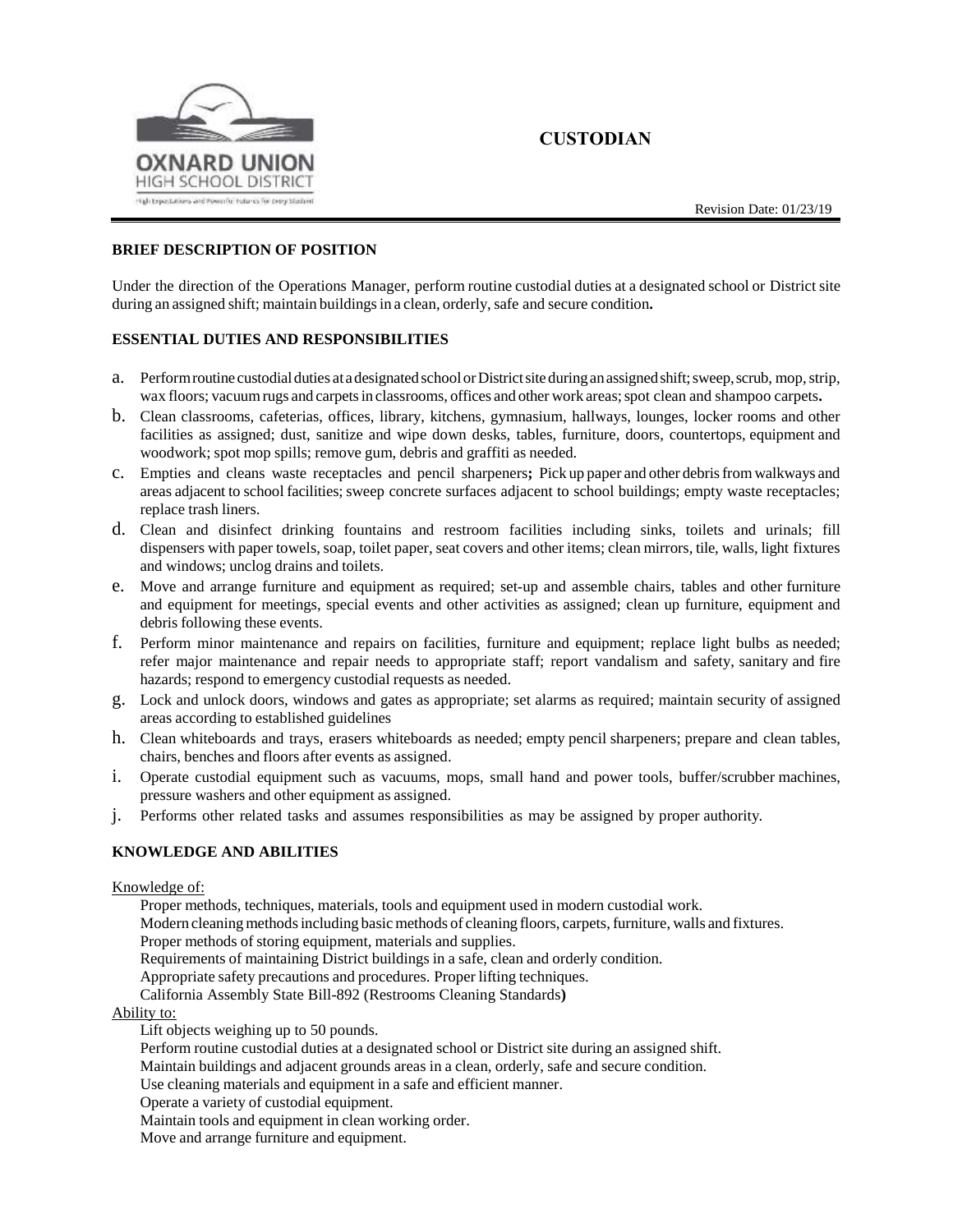OXNARD UNION
HIGH SCHOOL DISTRICT
High Expectations and Powerful Futures for Every Student

# CUSTODIAN

Revision Date: 01/23/19

## BRIEF DESCRIPTION OF POSITION

Under the direction of the Operations Manager, perform routine custodial duties at a designated school or District site during an assigned shift; maintain buildings in a clean, orderly, safe and secure condition**.**

## ESSENTIAL DUTIES AND RESPONSIBILITIES

a. Perform routine custodial duties at a designated school or District site during an assigned shift; sweep, scrub, mop, strip, wax floors; vacuum rugs and carpets in classrooms, offices and other work areas; spot clean and shampoo carpets**.**
b. Clean classrooms, cafeterias, offices, library, kitchens, gymnasium, hallways, lounges, locker rooms and other facilities as assigned; dust, sanitize and wipe down desks, tables, furniture, doors, countertops, equipment and woodwork; spot mop spills; remove gum, debris and graffiti as needed.
c. Empties and cleans waste receptacles and pencil sharpeners**;** Pick up paper and other debris from walkways and areas adjacent to school facilities; sweep concrete surfaces adjacent to school buildings; empty waste receptacles; replace trash liners.
d. Clean and disinfect drinking fountains and restroom facilities including sinks, toilets and urinals; fill dispensers with paper towels, soap, toilet paper, seat covers and other items; clean mirrors, tile, walls, light fixtures and windows; unclog drains and toilets.
e. Move and arrange furniture and equipment as required; set-up and assemble chairs, tables and other furniture and equipment for meetings, special events and other activities as assigned; clean up furniture, equipment and debris following these events.
f. Perform minor maintenance and repairs on facilities, furniture and equipment; replace light bulbs as needed; refer major maintenance and repair needs to appropriate staff; report vandalism and safety, sanitary and fire hazards; respond to emergency custodial requests as needed.
g. Lock and unlock doors, windows and gates as appropriate; set alarms as required; maintain security of assigned areas according to established guidelines
h. Clean whiteboards and trays, erasers whiteboards as needed; empty pencil sharpeners; prepare and clean tables, chairs, benches and floors after events as assigned.
i. Operate custodial equipment such as vacuums, mops, small hand and power tools, buffer/scrubber machines, pressure washers and other equipment as assigned.
j. Performs other related tasks and assumes responsibilities as may be assigned by proper authority.

## KNOWLEDGE AND ABILITIES

Knowledge of:

Proper methods, techniques, materials, tools and equipment used in modern custodial work.
Modern cleaning methods including basic methods of cleaning floors, carpets, furniture, walls and fixtures.
Proper methods of storing equipment, materials and supplies.
Requirements of maintaining District buildings in a safe, clean and orderly condition.
Appropriate safety precautions and procedures. Proper lifting techniques.
California Assembly State Bill-892 (Restrooms Cleaning Standards**)**

Ability to:

Lift objects weighing up to 50 pounds.
Perform routine custodial duties at a designated school or District site during an assigned shift.
Maintain buildings and adjacent grounds areas in a clean, orderly, safe and secure condition.
Use cleaning materials and equipment in a safe and efficient manner.
Operate a variety of custodial equipment.
Maintain tools and equipment in clean working order.
Move and arrange furniture and equipment.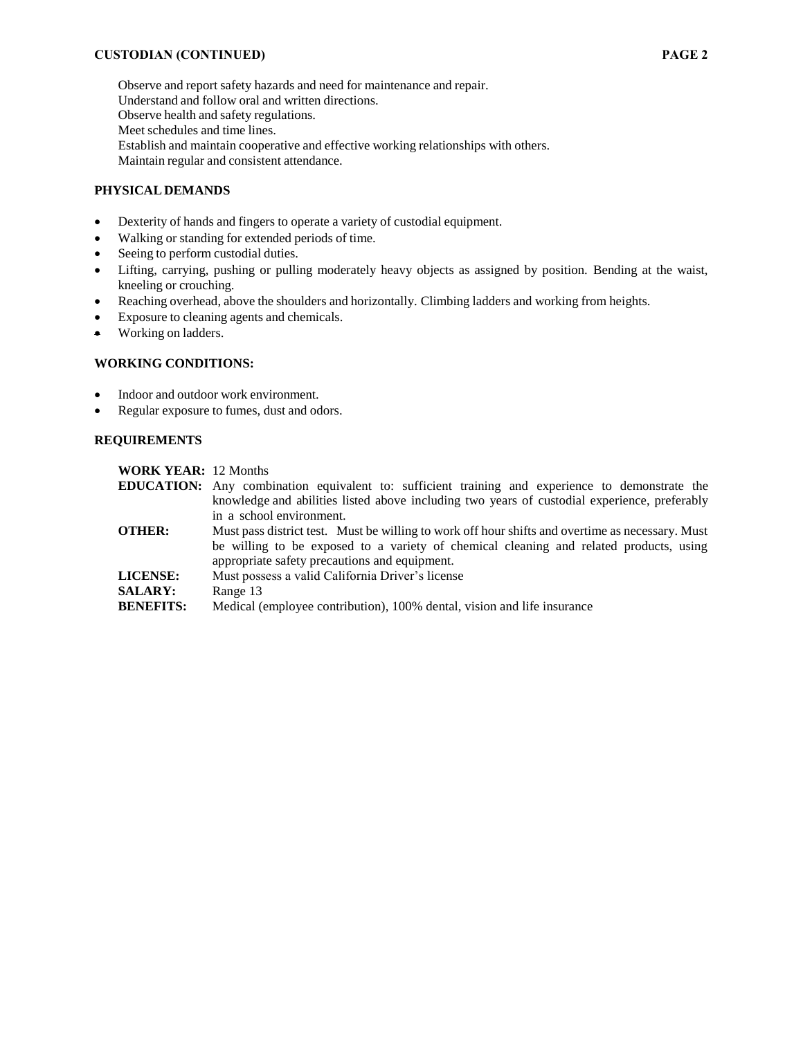Observe and report safety hazards and need for maintenance and repair.
Understand and follow oral and written directions.
Observe health and safety regulations.
Meet schedules and time lines.
Establish and maintain cooperative and effective working relationships with others.
Maintain regular and consistent attendance.

## PHYSICAL DEMANDS

- Dexterity of hands and fingers to operate a variety of custodial equipment.
- Walking or standing for extended periods of time.
- Seeing to perform custodial duties.
- Lifting, carrying, pushing or pulling moderately heavy objects as assigned by position. Bending at the waist, kneeling or crouching.
- Reaching overhead, above the shoulders and horizontally. Climbing ladders and working from heights.
- Exposure to cleaning agents and chemicals.
- Working on ladders.

## WORKING CONDITIONS:

- Indoor and outdoor work environment.
- Regular exposure to fumes, dust and odors.

## REQUIREMENTS

**WORK YEAR:** 12 Months

**EDUCATION:** Any combination equivalent to: sufficient training and experience to demonstrate the knowledge and abilities listed above including two years of custodial experience, preferably in a school environment.

**OTHER:** Must pass district test. Must be willing to work off hour shifts and overtime as necessary. Must be willing to be exposed to a variety of chemical cleaning and related products, using appropriate safety precautions and equipment.

**LICENSE:** Must possess a valid California Driver's license

**SALARY:** Range 13

**BENEFITS:** Medical (employee contribution), 100% dental, vision and life insurance